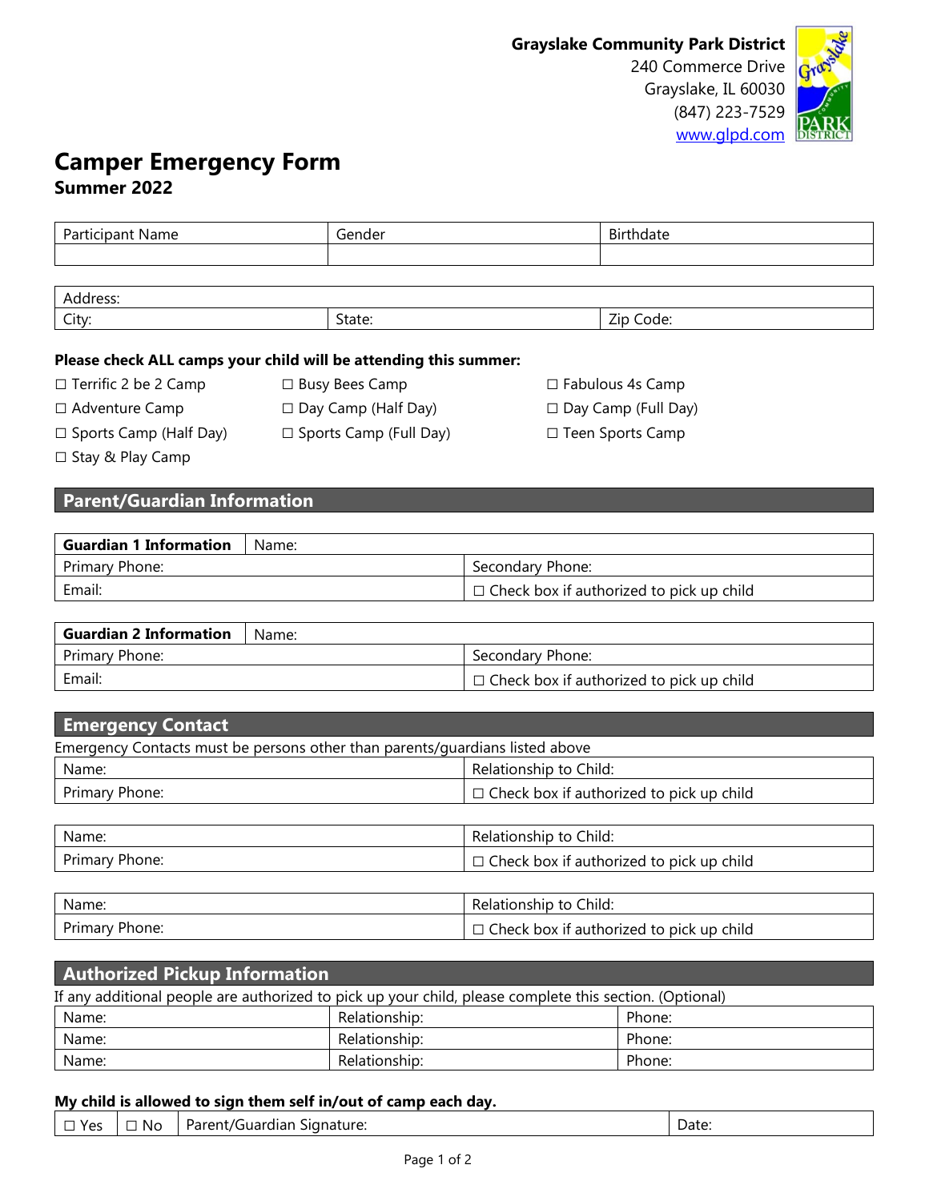**Grayslake Community Park District**
240 Commerce Drive
Grayslake, IL 60030
(847) 223-7529
www.glpd.com

# Camper Emergency Form

**Summer 2022**

| Participant Name | Gender | Birthdate |
|---|---|---|
| | | |

| Address: | | |
|---|---|---|
| City: | State: | Zip Code: |

**Please check ALL camps your child will be attending this summer:**

☐ Terrific 2 be 2 Camp ☐ Busy Bees Camp ☐ Fabulous 4s Camp
☐ Adventure Camp ☐ Day Camp (Half Day) ☐ Day Camp (Full Day)
☐ Sports Camp (Half Day) ☐ Sports Camp (Full Day) ☐ Teen Sports Camp
☐ Stay & Play Camp

## Parent/Guardian Information

| **Guardian 1 Information** Name: | |
|---|---|
| Primary Phone: | Secondary Phone: |
| Email: | ☐ Check box if authorized to pick up child |

| **Guardian 2 Information** Name: | |
|---|---|
| Primary Phone: | Secondary Phone: |
| Email: | ☐ Check box if authorized to pick up child |

## Emergency Contact

Emergency Contacts must be persons other than parents/guardians listed above

| Name: | Relationship to Child: |
|---|---|
| Primary Phone: | ☐ Check box if authorized to pick up child |

| Name: | Relationship to Child: |
|---|---|
| Primary Phone: | ☐ Check box if authorized to pick up child |

| Name: | Relationship to Child: |
|---|---|
| Primary Phone: | ☐ Check box if authorized to pick up child |

## Authorized Pickup Information

If any additional people are authorized to pick up your child, please complete this section. (Optional)

| Name: | Relationship: | Phone: |
|---|---|---|
| Name: | Relationship: | Phone: |
| Name: | Relationship: | Phone: |

**My child is allowed to sign them self in/out of camp each day.**

| ☐ Yes | ☐ No | Parent/Guardian Signature: | Date: |
|---|---|---|---|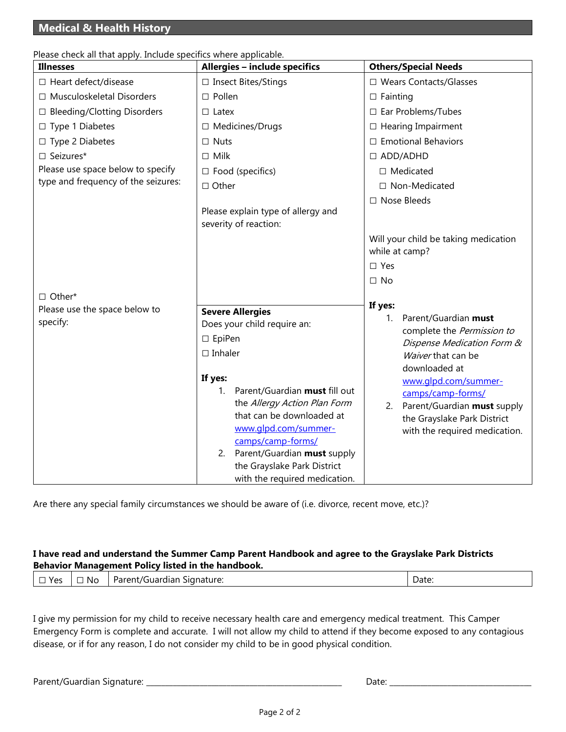## Medical & Health History

Please check all that apply. Include specifics where applicable.

| Illnesses | Allergies – include specifics | Others/Special Needs |
|---|---|---|
| ☐ Heart defect/disease | ☐ Insect Bites/Stings | ☐ Wears Contacts/Glasses |
| ☐ Musculoskeletal Disorders | ☐ Pollen | ☐ Fainting |
| ☐ Bleeding/Clotting Disorders | ☐ Latex | ☐ Ear Problems/Tubes |
| ☐ Type 1 Diabetes | ☐ Medicines/Drugs | ☐ Hearing Impairment |
| ☐ Type 2 Diabetes | ☐ Nuts | ☐ Emotional Behaviors |
| ☐ Seizures* | ☐ Milk | ☐ ADD/ADHD |
| Please use space below to specify type and frequency of the seizures: | ☐ Food (specifics) | ☐ Medicated |
| | ☐ Other | ☐ Non-Medicated |
| | | ☐ Nose Bleeds |
| | Please explain type of allergy and severity of reaction: | |
| | | Will your child be taking medication while at camp? |
| | | ☐ Yes |
| | | ☐ No |
| ☐ Other* | | |
| Please use the space below to specify: | **Severe Allergies** | **If yes:** |
| | Does your child require an: | 1. Parent/Guardian **must** complete the *Permission to Dispense Medication Form & Waiver* that can be downloaded at www.glpd.com/summer-camps/camp-forms/ |
| | ☐ EpiPen | 2. Parent/Guardian **must** supply the Grayslake Park District with the required medication. |
| | ☐ Inhaler | |
| | **If yes:** | |
| | 1. Parent/Guardian **must** fill out the *Allergy Action Plan Form* that can be downloaded at www.glpd.com/summer-camps/camp-forms/ | |
| | 2. Parent/Guardian **must** supply the Grayslake Park District with the required medication. | |

Are there any special family circumstances we should be aware of (i.e. divorce, recent move, etc.)?

**I have read and understand the Summer Camp Parent Handbook and agree to the Grayslake Park Districts Behavior Management Policy listed in the handbook.**

| | | | |
|---|---|---|---|
| ☐ Yes | ☐ No | Parent/Guardian Signature: | Date: |

I give my permission for my child to receive necessary health care and emergency medical treatment. This Camper Emergency Form is complete and accurate. I will not allow my child to attend if they become exposed to any contagious disease, or if for any reason, I do not consider my child to be in good physical condition.

Parent/Guardian Signature: ______________________________ Date: ______________________